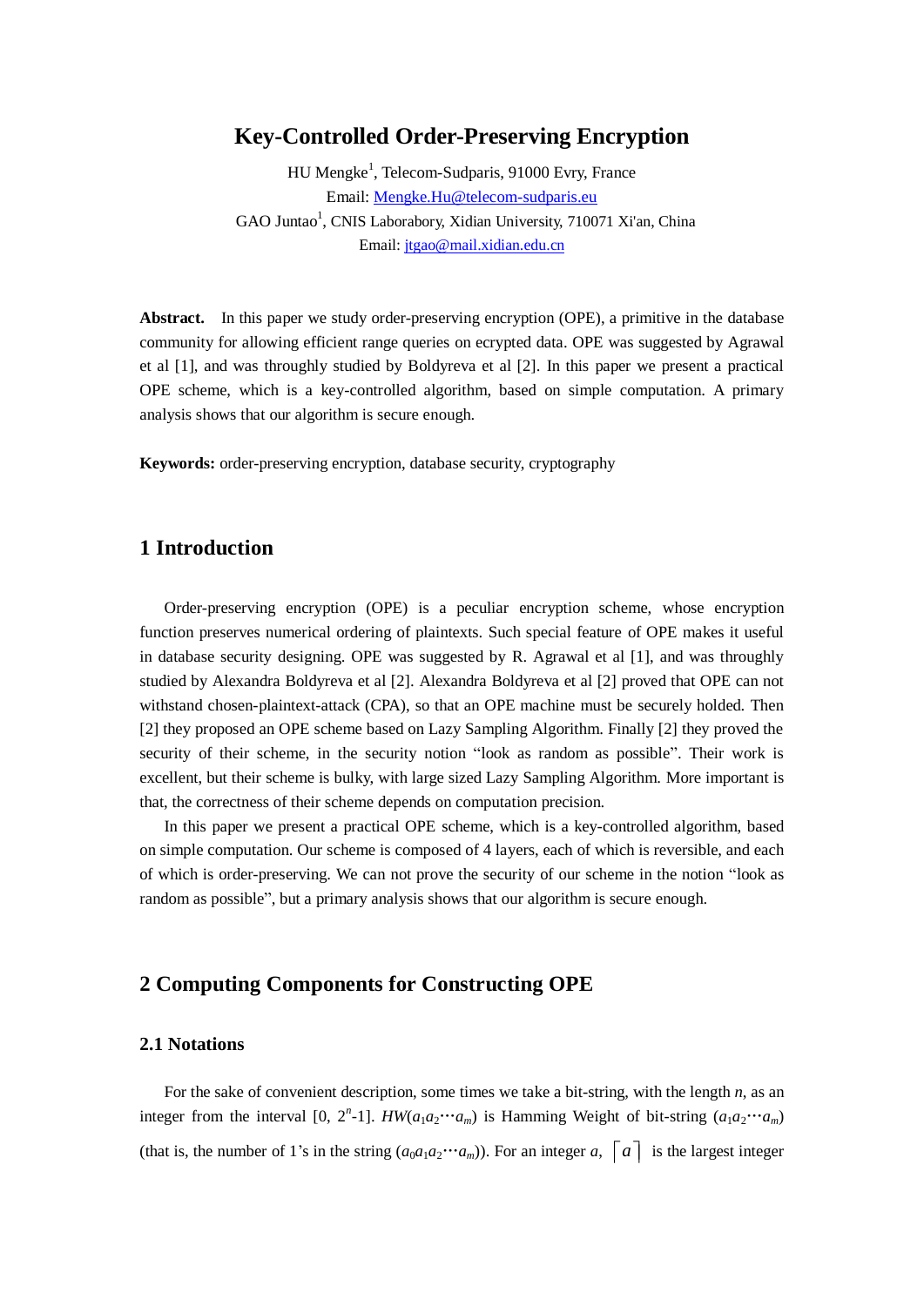# Key-Controlled Order-Preserving Encryption

HU Mengke[1], Telecom-Sudparis, 91000 Evry, France
Email: Mengke.Hu@telecom-sudparis.eu
GAO Juntao[1], CNIS Laborabory, Xidian University, 710071 Xi'an, China
Email: jtgao@mail.xidian.edu.cn

**Abstract.** In this paper we study order-preserving encryption (OPE), a primitive in the database community for allowing efficient range queries on ecrypted data. OPE was suggested by Agrawal et al [1], and was throughly studied by Boldyreva et al [2]. In this paper we present a practical OPE scheme, which is a key-controlled algorithm, based on simple computation. A primary analysis shows that our algorithm is secure enough.

**Keywords:** order-preserving encryption, database security, cryptography

## 1 Introduction

Order-preserving encryption (OPE) is a peculiar encryption scheme, whose encryption function preserves numerical ordering of plaintexts. Such special feature of OPE makes it useful in database security designing. OPE was suggested by R. Agrawal et al [1], and was throughly studied by Alexandra Boldyreva et al [2]. Alexandra Boldyreva et al [2] proved that OPE can not withstand chosen-plaintext-attack (CPA), so that an OPE machine must be securely holded. Then [2] they proposed an OPE scheme based on Lazy Sampling Algorithm. Finally [2] they proved the security of their scheme, in the security notion "look as random as possible". Their work is excellent, but their scheme is bulky, with large sized Lazy Sampling Algorithm. More important is that, the correctness of their scheme depends on computation precision.

In this paper we present a practical OPE scheme, which is a key-controlled algorithm, based on simple computation. Our scheme is composed of 4 layers, each of which is reversible, and each of which is order-preserving. We can not prove the security of our scheme in the notion "look as random as possible", but a primary analysis shows that our algorithm is secure enough.

## 2 Computing Components for Constructing OPE

### 2.1 Notations

For the sake of convenient description, some times we take a bit-string, with the length $n$, as an integer from the interval $[0, 2^n\text{-}1]$. $HW(a_1a_2\cdots a_m)$ is Hamming Weight of bit-string $(a_1a_2\cdots a_m)$ (that is, the number of 1's in the string $(a_0a_1a_2\cdots a_m)$). For an integer $a$, $\lceil a \rceil$ is the largest integer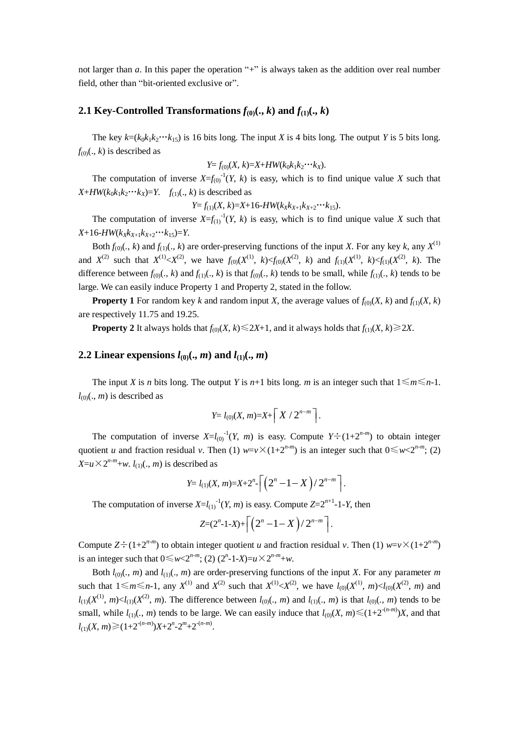not larger than $a$. In this paper the operation "+" is always taken as the addition over real number field, other than "bit-oriented exclusive or".

## 2.1 Key-Controlled Transformations $f_{(0)}(., k)$ and $f_{(1)}(., k)$

The key $k=(k_0k_1k_2\cdots k_{15})$ is 16 bits long. The input $X$ is 4 bits long. The output $Y$ is 5 bits long. $f_{(0)}(., k)$ is described as

$$Y= f_{(0)}(X, k)=X+HW(k_0k_1k_2\cdots k_X).$$

The computation of inverse $X=f_{(0)}^{-1}(Y, k)$ is easy, which is to find unique value $X$ such that $X+HW(k_0k_1k_2\cdots k_X)=Y$. $f_{(1)}(., k)$ is described as

$$Y= f_{(1)}(X, k)=X+16-HW(k_Xk_{X+1}k_{X+2}\cdots k_{15}).$$

The computation of inverse $X=f_{(1)}^{-1}(Y, k)$ is easy, which is to find unique value $X$ such that $X+16-HW(k_Xk_{X+1}k_{X+2}\cdots k_{15})=Y$.

Both $f_{(0)}(., k)$ and $f_{(1)}(., k)$ are order-preserving functions of the input $X$. For any key $k$, any $X^{(1)}$ and $X^{(2)}$ such that $X^{(1)}<X^{(2)}$, we have $f_{(0)}(X^{(1)}, k)<f_{(0)}(X^{(2)}, k)$ and $f_{(1)}(X^{(1)}, k)<f_{(1)}(X^{(2)}, k)$. The difference between $f_{(0)}(., k)$ and $f_{(1)}(., k)$ is that $f_{(0)}(., k)$ tends to be small, while $f_{(1)}(., k)$ tends to be large. We can easily induce Property 1 and Property 2, stated in the follow.

**Property 1** For random key $k$ and random input $X$, the average values of $f_{(0)}(X, k)$ and $f_{(1)}(X, k)$ are respectively 11.75 and 19.25.

**Property 2** It always holds that $f_{(0)}(X, k)\leqslant 2X+1$, and it always holds that $f_{(1)}(X, k)\geqslant 2X$.

## 2.2 Linear expensions $l_{(0)}(., m)$ and $l_{(1)}(., m)$

The input $X$ is $n$ bits long. The output $Y$ is $n+1$ bits long. $m$ is an integer such that $1\leqslant m\leqslant n-1$. $l_{(0)}(., m)$ is described as

$$Y= l_{(0)}(X, m)=X+\left\lceil X / 2^{n-m} \right\rceil.$$

The computation of inverse $X=l_{(0)}^{-1}(Y, m)$ is easy. Compute $Y\div(1+2^{n-m})$ to obtain integer quotient $u$ and fraction residual $v$. Then (1) $w=v\times(1+2^{n-m})$ is an integer such that $0\leqslant w<2^{n-m}$; (2) $X=u\times 2^{n-m}+w$. $l_{(1)}(., m)$ is described as

$$Y= l_{(1)}(X, m)=X+2^n-\left\lceil \left(2^n-1-X\right) / 2^{n-m} \right\rceil.$$

The computation of inverse $X=l_{(1)}^{-1}(Y, m)$ is easy. Compute $Z=2^{n+1}-1-Y$, then

$$Z=(2^n-1-X)+\left\lceil \left(2^n-1-X\right) / 2^{n-m} \right\rceil.$$

Compute $Z\div(1+2^{n-m})$ to obtain integer quotient $u$ and fraction residual $v$. Then (1) $w=v\times(1+2^{n-m})$ is an integer such that $0\leqslant w<2^{n-m}$; (2) $(2^n-1-X)=u\times 2^{n-m}+w$.

Both $l_{(0)}(., m)$ and $l_{(1)}(., m)$ are order-preserving functions of the input $X$. For any parameter $m$ such that $1\leqslant m\leqslant n-1$, any $X^{(1)}$ and $X^{(2)}$ such that $X^{(1)}<X^{(2)}$, we have $l_{(0)}(X^{(1)}, m)<l_{(0)}(X^{(2)}, m)$ and $l_{(1)}(X^{(1)}, m)<l_{(1)}(X^{(2)}, m)$. The difference between $l_{(0)}(., m)$ and $l_{(1)}(., m)$ is that $l_{(0)}(., m)$ tends to be small, while $l_{(1)}(., m)$ tends to be large. We can easily induce that $l_{(0)}(X, m)\leqslant(1+2^{-(n-m)})X$, and that $l_{(1)}(X, m)\geqslant(1+2^{-(n-m)})X+2^n-2^m+2^{-(n-m)}$.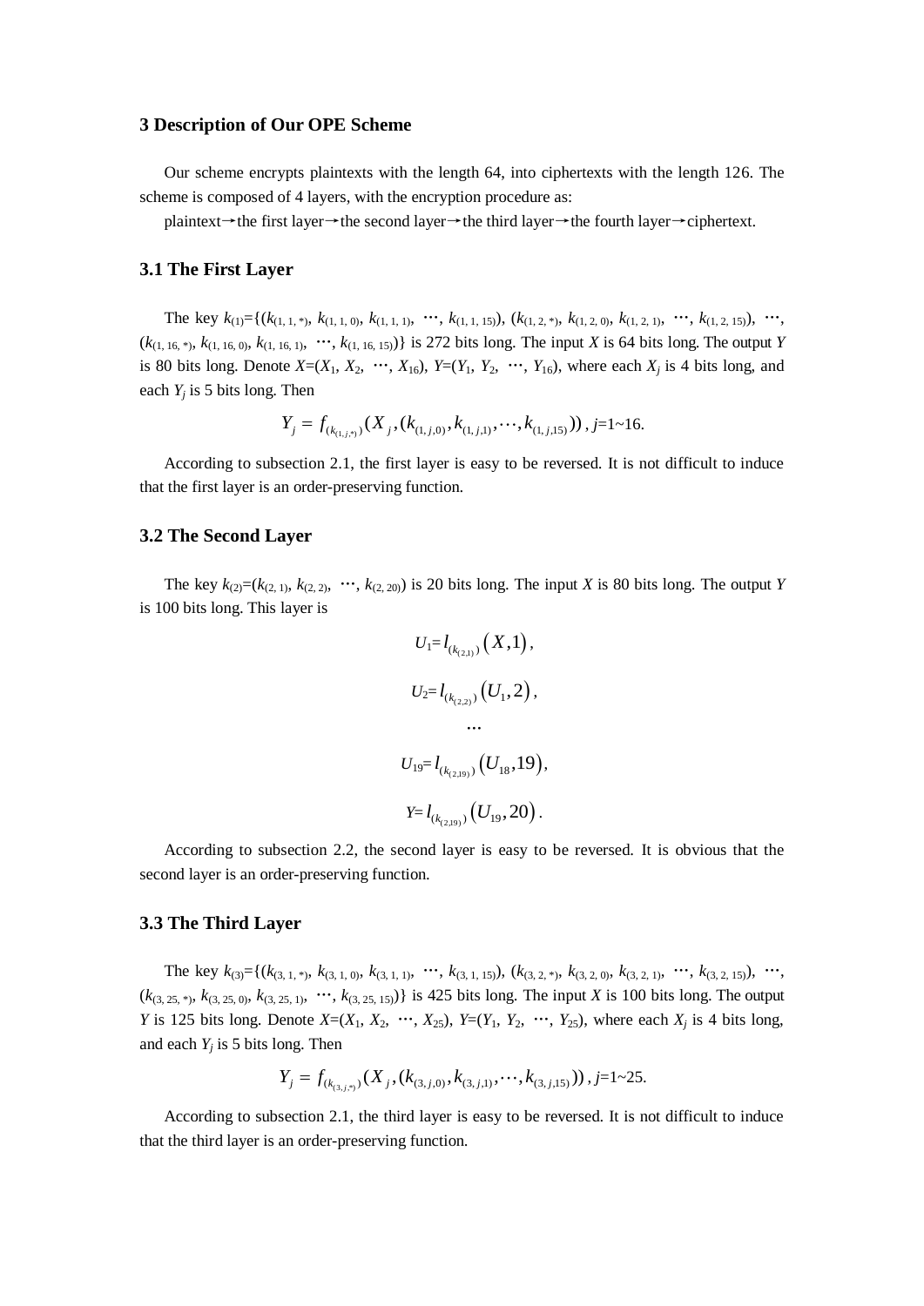### 3 Description of Our OPE Scheme

Our scheme encrypts plaintexts with the length 64, into ciphertexts with the length 126. The scheme is composed of 4 layers, with the encryption procedure as:

plaintext→the first layer→the second layer→the third layer→the fourth layer→ciphertext.

### 3.1 The First Layer

The key $k_{(1)}$={($k_{(1, 1, *)}$, $k_{(1, 1, 0)}$, $k_{(1, 1, 1)}$, ⋯, $k_{(1, 1, 15)}$), ($k_{(1, 2, *)}$, $k_{(1, 2, 0)}$, $k_{(1, 2, 1)}$, ⋯, $k_{(1, 2, 15)}$), ⋯, ($k_{(1, 16, *)}$, $k_{(1, 16, 0)}$, $k_{(1, 16, 1)}$, ⋯, $k_{(1, 16, 15)}$)} is 272 bits long. The input $X$ is 64 bits long. The output $Y$ is 80 bits long. Denote $X$=($X_1$, $X_2$, ⋯, $X_{16}$), $Y$=($Y_1$, $Y_2$, ⋯, $Y_{16}$), where each $X_j$ is 4 bits long, and each $Y_j$ is 5 bits long. Then

$$Y_j = f_{(k_{(1,j,*)})}(X_j,(k_{(1,j,0)},k_{(1,j,1)},\cdots,k_{(1,j,15)})),\ j=1\sim16.$$

According to subsection 2.1, the first layer is easy to be reversed. It is not difficult to induce that the first layer is an order-preserving function.

### 3.2 The Second Layer

The key $k_{(2)}$=($k_{(2, 1)}$, $k_{(2, 2)}$, ⋯, $k_{(2, 20)}$) is 20 bits long. The input $X$ is 80 bits long. The output $Y$ is 100 bits long. This layer is

$$U_1 = l_{(k_{(2,1)})}(X,1),$$

$$U_2 = l_{(k_{(2,2)})}(U_1,2),$$

$$\cdots$$

$$U_{19} = l_{(k_{(2,19)})}(U_{18},19),$$

$$Y = l_{(k_{(2,19)})}(U_{19},20).$$

According to subsection 2.2, the second layer is easy to be reversed. It is obvious that the second layer is an order-preserving function.

### 3.3 The Third Layer

The key $k_{(3)}$={($k_{(3, 1, *)}$, $k_{(3, 1, 0)}$, $k_{(3, 1, 1)}$, ⋯, $k_{(3, 1, 15)}$), ($k_{(3, 2, *)}$, $k_{(3, 2, 0)}$, $k_{(3, 2, 1)}$, ⋯, $k_{(3, 2, 15)}$), ⋯, ($k_{(3, 25, *)}$, $k_{(3, 25, 0)}$, $k_{(3, 25, 1)}$, ⋯, $k_{(3, 25, 15)}$)} is 425 bits long. The input $X$ is 100 bits long. The output $Y$ is 125 bits long. Denote $X$=($X_1$, $X_2$, ⋯, $X_{25}$), $Y$=($Y_1$, $Y_2$, ⋯, $Y_{25}$), where each $X_j$ is 4 bits long, and each $Y_j$ is 5 bits long. Then

$$Y_j = f_{(k_{(3,j,*)})}(X_j,(k_{(3,j,0)},k_{(3,j,1)},\cdots,k_{(3,j,15)})),\ j=1\sim25.$$

According to subsection 2.1, the third layer is easy to be reversed. It is not difficult to induce that the third layer is an order-preserving function.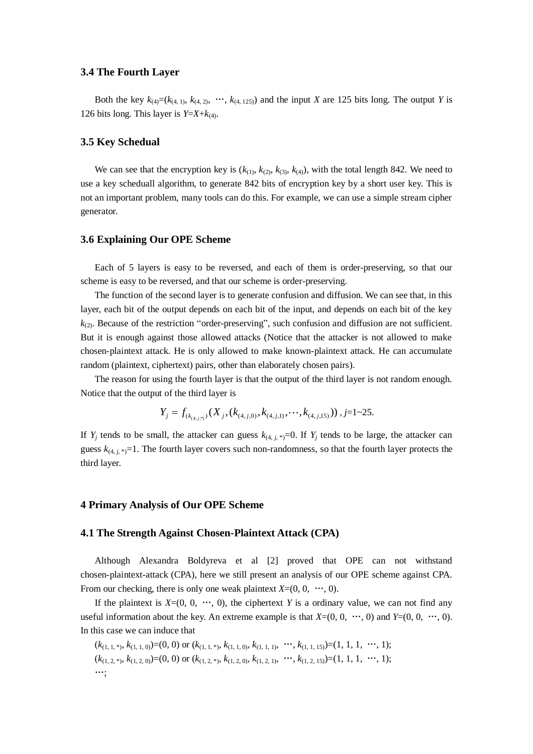### 3.4 The Fourth Layer

Both the key $k_{(4)}=(k_{(4,1)}, k_{(4,2)}, \cdots, k_{(4,125)})$ and the input $X$ are 125 bits long. The output $Y$ is 126 bits long. This layer is $Y=X+k_{(4)}$.

### 3.5 Key Schedual

We can see that the encryption key is $(k_{(1)}, k_{(2)}, k_{(3)}, k_{(4)})$, with the total length 842. We need to use a key scheduall algorithm, to generate 842 bits of encryption key by a short user key. This is not an important problem, many tools can do this. For example, we can use a simple stream cipher generator.

### 3.6 Explaining Our OPE Scheme

Each of 5 layers is easy to be reversed, and each of them is order-preserving, so that our scheme is easy to be reversed, and that our scheme is order-preserving.

The function of the second layer is to generate confusion and diffusion. We can see that, in this layer, each bit of the output depends on each bit of the input, and depends on each bit of the key $k_{(2)}$. Because of the restriction "order-preserving", such confusion and diffusion are not sufficient. But it is enough against those allowed attacks (Notice that the attacker is not allowed to make chosen-plaintext attack. He is only allowed to make known-plaintext attack. He can accumulate random (plaintext, ciphertext) pairs, other than elaborately chosen pairs).

The reason for using the fourth layer is that the output of the third layer is not random enough. Notice that the output of the third layer is

$$Y_j = f_{(k_{(4,j,*)})}(X_j, (k_{(4,j,0)}, k_{(4,j,1)}, \cdots, k_{(4,j,15)})), \ j=1\sim 25.$$

If $Y_j$ tends to be small, the attacker can guess $k_{(4,j,*)}=0$. If $Y_j$ tends to be large, the attacker can guess $k_{(4,j,*)}=1$. The fourth layer covers such non-randomness, so that the fourth layer protects the third layer.

## 4 Primary Analysis of Our OPE Scheme

### 4.1 The Strength Against Chosen-Plaintext Attack (CPA)

Although Alexandra Boldyreva et al [2] proved that OPE can not withstand chosen-plaintext-attack (CPA), here we still present an analysis of our OPE scheme against CPA. From our checking, there is only one weak plaintext $X=(0, 0, \cdots, 0)$.

If the plaintext is $X=(0, 0, \cdots, 0)$, the ciphertext $Y$ is a ordinary value, we can not find any useful information about the key. An extreme example is that $X=(0, 0, \cdots, 0)$ and $Y=(0, 0, \cdots, 0)$. In this case we can induce that

$(k_{(1,1,*)}, k_{(1,1,0)})=(0, 0)$ or $(k_{(1,1,*)}, k_{(1,1,0)}, k_{(1,1,1)}, \cdots, k_{(1,1,15)})=(1, 1, 1, \cdots, 1)$;

$(k_{(1,2,*)}, k_{(1,2,0)})=(0, 0)$ or $(k_{(1,2,*)}, k_{(1,2,0)}, k_{(1,2,1)}, \cdots, k_{(1,2,15)})=(1, 1, 1, \cdots, 1)$;

$\cdots$;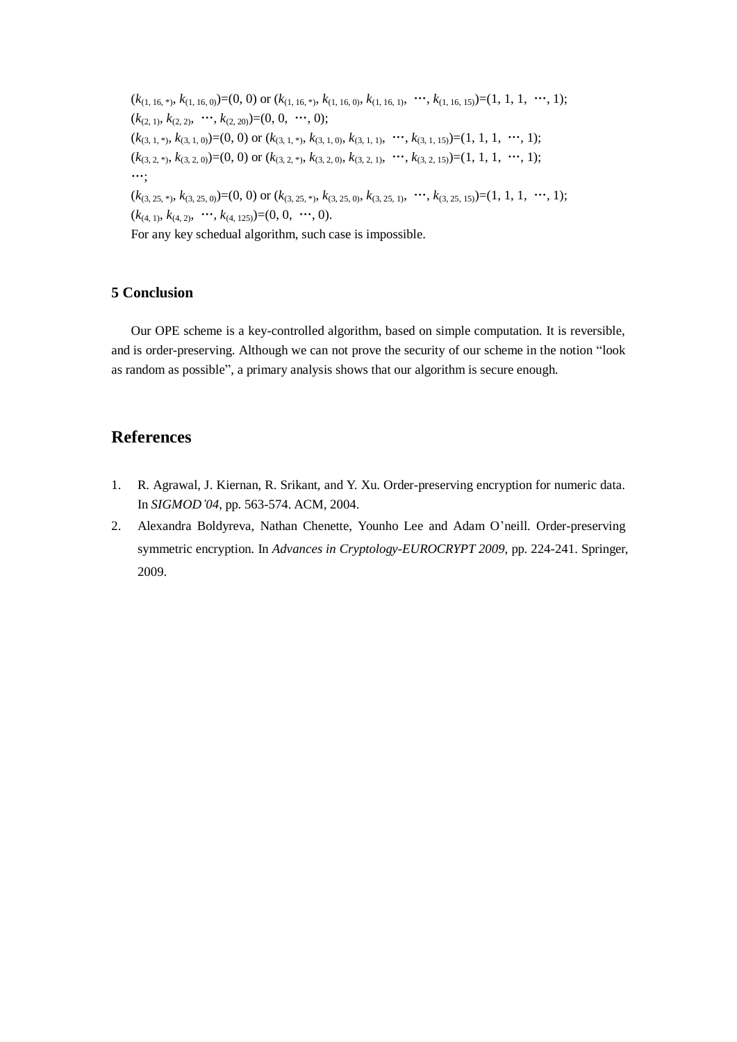$(k_{(1, 16, *)}, k_{(1, 16, 0)})=(0, 0)$ or $(k_{(1, 16, *)}, k_{(1, 16, 0)}, k_{(1, 16, 1)}, \cdots, k_{(1, 16, 15)})=(1, 1, 1, \cdots, 1)$;

$(k_{(2, 1)}, k_{(2, 2)}, \cdots, k_{(2, 20)})=(0, 0, \cdots, 0)$;

$(k_{(3, 1, *)}, k_{(3, 1, 0)})=(0, 0)$ or $(k_{(3, 1, *)}, k_{(3, 1, 0)}, k_{(3, 1, 1)}, \cdots, k_{(3, 1, 15)})=(1, 1, 1, \cdots, 1)$;

$(k_{(3, 2, *)}, k_{(3, 2, 0)})=(0, 0)$ or $(k_{(3, 2, *)}, k_{(3, 2, 0)}, k_{(3, 2, 1)}, \cdots, k_{(3, 2, 15)})=(1, 1, 1, \cdots, 1)$;

$\cdots$;

$(k_{(3, 25, *)}, k_{(3, 25, 0)})=(0, 0)$ or $(k_{(3, 25, *)}, k_{(3, 25, 0)}, k_{(3, 25, 1)}, \cdots, k_{(3, 25, 15)})=(1, 1, 1, \cdots, 1)$;

$(k_{(4, 1)}, k_{(4, 2)}, \cdots, k_{(4, 125)})=(0, 0, \cdots, 0)$.

For any key schedual algorithm, such case is impossible.

## 5 Conclusion

Our OPE scheme is a key-controlled algorithm, based on simple computation. It is reversible, and is order-preserving. Although we can not prove the security of our scheme in the notion "look as random as possible", a primary analysis shows that our algorithm is secure enough.

## References

1. R. Agrawal, J. Kiernan, R. Srikant, and Y. Xu. Order-preserving encryption for numeric data. In *SIGMOD'04*, pp. 563-574. ACM, 2004.
2. Alexandra Boldyreva, Nathan Chenette, Younho Lee and Adam O'neill. Order-preserving symmetric encryption. In *Advances in Cryptology-EUROCRYPT 2009*, pp. 224-241. Springer, 2009.